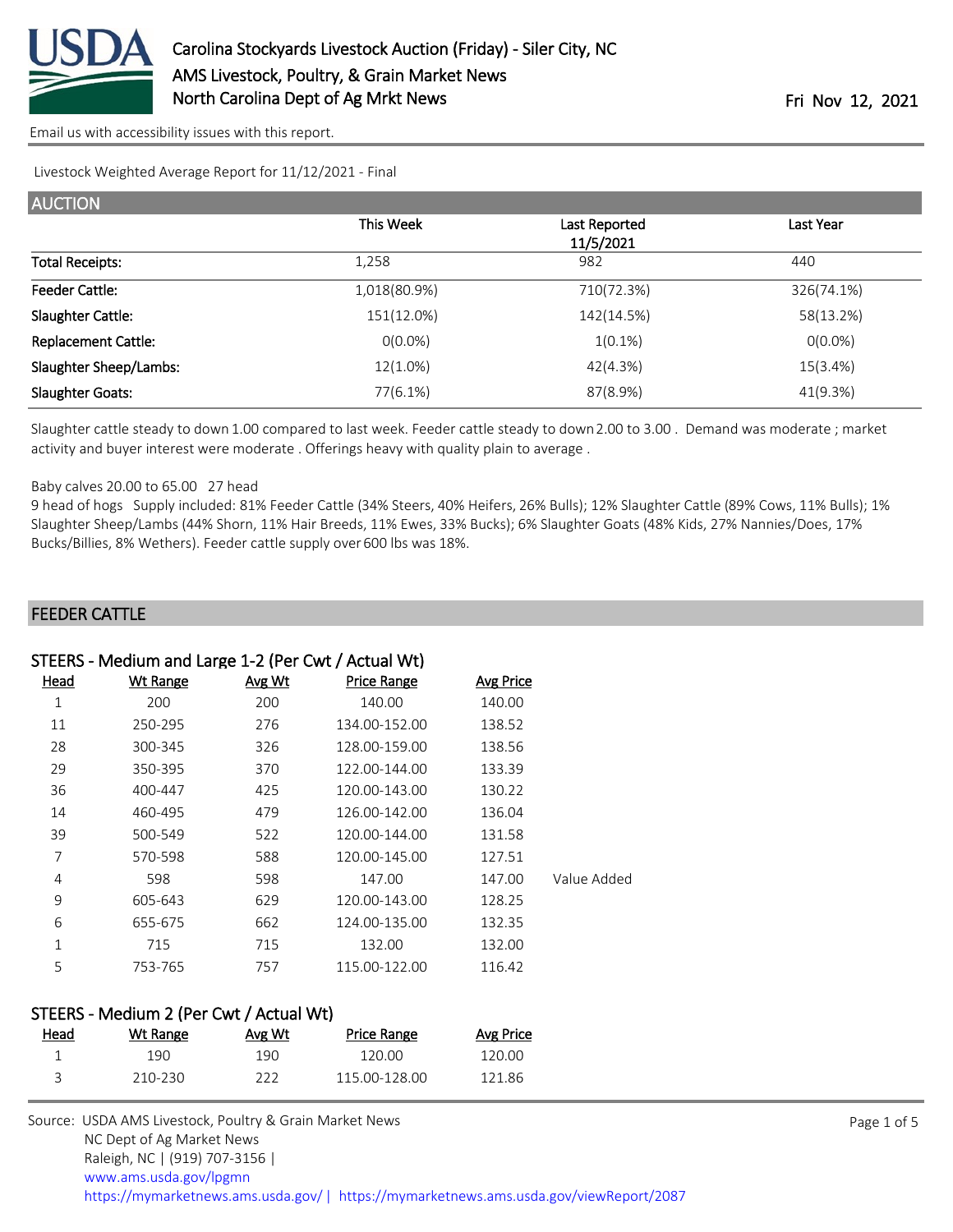# Carolina Stockyards Livestock Auction (Friday) - Siler City, NC

AMS Livestock, Poultry, & Grain Market News
North Carolina Dept of Ag Mrkt News

Fri Nov 12, 2021

Email us with accessibility issues with this report.

Livestock Weighted Average Report for 11/12/2021 - Final

## AUCTION

| | This Week | Last Reported 11/5/2021 | Last Year |
|---|---|---|---|
| Total Receipts: | 1,258 | 982 | 440 |
| Feeder Cattle: | 1,018(80.9%) | 710(72.3%) | 326(74.1%) |
| Slaughter Cattle: | 151(12.0%) | 142(14.5%) | 58(13.2%) |
| Replacement Cattle: | 0(0.0%) | 1(0.1%) | 0(0.0%) |
| Slaughter Sheep/Lambs: | 12(1.0%) | 42(4.3%) | 15(3.4%) |
| Slaughter Goats: | 77(6.1%) | 87(8.9%) | 41(9.3%) |

Slaughter cattle steady to down 1.00 compared to last week. Feeder cattle steady to down 2.00 to 3.00 . Demand was moderate ; market activity and buyer interest were moderate . Offerings heavy with quality plain to average .

Baby calves 20.00 to 65.00 27 head

9 head of hogs Supply included: 81% Feeder Cattle (34% Steers, 40% Heifers, 26% Bulls); 12% Slaughter Cattle (89% Cows, 11% Bulls); 1% Slaughter Sheep/Lambs (44% Shorn, 11% Hair Breeds, 11% Ewes, 33% Bucks); 6% Slaughter Goats (48% Kids, 27% Nannies/Does, 17% Bucks/Billies, 8% Wethers). Feeder cattle supply over 600 lbs was 18%.

## FEEDER CATTLE

### STEERS - Medium and Large 1-2 (Per Cwt / Actual Wt)

| Head | Wt Range | Avg Wt | Price Range | Avg Price | |
|---|---|---|---|---|---|
| 1 | 200 | 200 | 140.00 | 140.00 | |
| 11 | 250-295 | 276 | 134.00-152.00 | 138.52 | |
| 28 | 300-345 | 326 | 128.00-159.00 | 138.56 | |
| 29 | 350-395 | 370 | 122.00-144.00 | 133.39 | |
| 36 | 400-447 | 425 | 120.00-143.00 | 130.22 | |
| 14 | 460-495 | 479 | 126.00-142.00 | 136.04 | |
| 39 | 500-549 | 522 | 120.00-144.00 | 131.58 | |
| 7 | 570-598 | 588 | 120.00-145.00 | 127.51 | |
| 4 | 598 | 598 | 147.00 | 147.00 | Value Added |
| 9 | 605-643 | 629 | 120.00-143.00 | 128.25 | |
| 6 | 655-675 | 662 | 124.00-135.00 | 132.35 | |
| 1 | 715 | 715 | 132.00 | 132.00 | |
| 5 | 753-765 | 757 | 115.00-122.00 | 116.42 | |

### STEERS - Medium 2 (Per Cwt / Actual Wt)

| Head | Wt Range | Avg Wt | Price Range | Avg Price |
|---|---|---|---|---|
| 1 | 190 | 190 | 120.00 | 120.00 |
| 3 | 210-230 | 222 | 115.00-128.00 | 121.86 |

Source: USDA AMS Livestock, Poultry & Grain Market News
NC Dept of Ag Market News
Raleigh, NC | (919) 707-3156 |
www.ams.usda.gov/lpgmn
https://mymarketnews.ams.usda.gov/ | https://mymarketnews.ams.usda.gov/viewReport/2087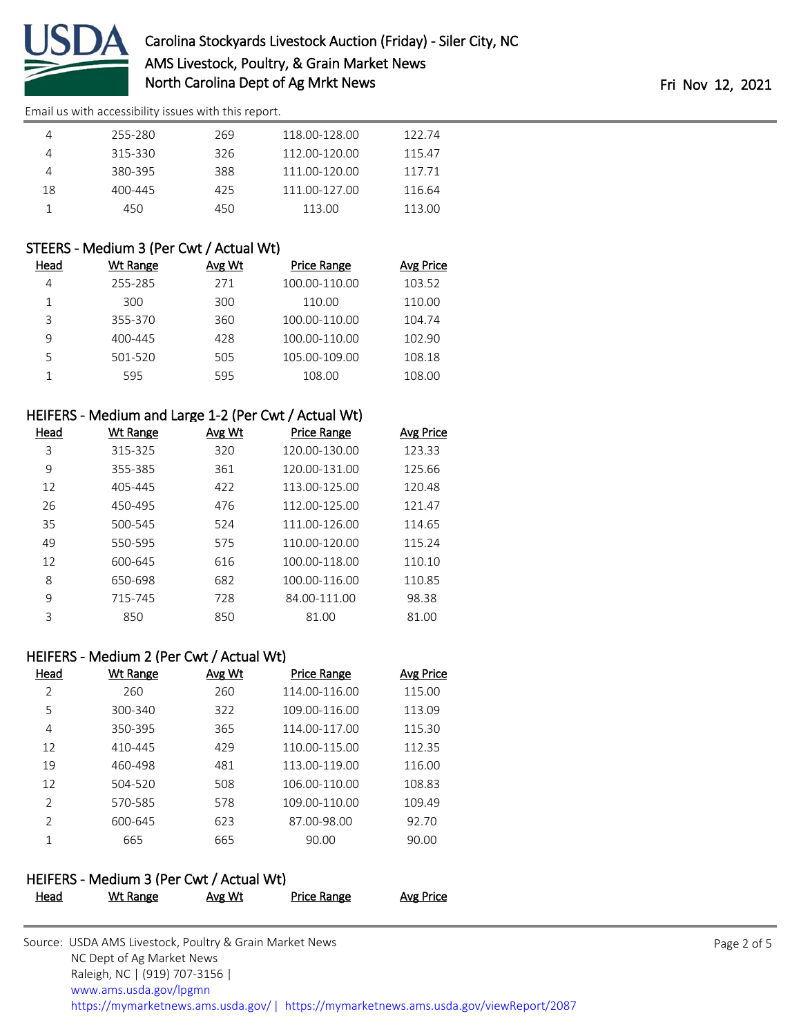| Head | Wt Range | Avg Wt | Price Range | Avg Price |
|---|---|---|---|---|
| 4 | 255-280 | 269 | 118.00-128.00 | 122.74 |
| 4 | 315-330 | 326 | 112.00-120.00 | 115.47 |
| 4 | 380-395 | 388 | 111.00-120.00 | 117.71 |
| 18 | 400-445 | 425 | 111.00-127.00 | 116.64 |
| 1 | 450 | 450 | 113.00 | 113.00 |

## STEERS - Medium 3 (Per Cwt / Actual Wt)

| Head | Wt Range | Avg Wt | Price Range | Avg Price |
|---|---|---|---|---|
| 4 | 255-285 | 271 | 100.00-110.00 | 103.52 |
| 1 | 300 | 300 | 110.00 | 110.00 |
| 3 | 355-370 | 360 | 100.00-110.00 | 104.74 |
| 9 | 400-445 | 428 | 100.00-110.00 | 102.90 |
| 5 | 501-520 | 505 | 105.00-109.00 | 108.18 |
| 1 | 595 | 595 | 108.00 | 108.00 |

## HEIFERS - Medium and Large 1-2 (Per Cwt / Actual Wt)

| Head | Wt Range | Avg Wt | Price Range | Avg Price |
|---|---|---|---|---|
| 3 | 315-325 | 320 | 120.00-130.00 | 123.33 |
| 9 | 355-385 | 361 | 120.00-131.00 | 125.66 |
| 12 | 405-445 | 422 | 113.00-125.00 | 120.48 |
| 26 | 450-495 | 476 | 112.00-125.00 | 121.47 |
| 35 | 500-545 | 524 | 111.00-126.00 | 114.65 |
| 49 | 550-595 | 575 | 110.00-120.00 | 115.24 |
| 12 | 600-645 | 616 | 100.00-118.00 | 110.10 |
| 8 | 650-698 | 682 | 100.00-116.00 | 110.85 |
| 9 | 715-745 | 728 | 84.00-111.00 | 98.38 |
| 3 | 850 | 850 | 81.00 | 81.00 |

## HEIFERS - Medium 2 (Per Cwt / Actual Wt)

| Head | Wt Range | Avg Wt | Price Range | Avg Price |
|---|---|---|---|---|
| 2 | 260 | 260 | 114.00-116.00 | 115.00 |
| 5 | 300-340 | 322 | 109.00-116.00 | 113.09 |
| 4 | 350-395 | 365 | 114.00-117.00 | 115.30 |
| 12 | 410-445 | 429 | 110.00-115.00 | 112.35 |
| 19 | 460-498 | 481 | 113.00-119.00 | 116.00 |
| 12 | 504-520 | 508 | 106.00-110.00 | 108.83 |
| 2 | 570-585 | 578 | 109.00-110.00 | 109.49 |
| 2 | 600-645 | 623 | 87.00-98.00 | 92.70 |
| 1 | 665 | 665 | 90.00 | 90.00 |

## HEIFERS - Medium 3 (Per Cwt / Actual Wt)

| Head | Wt Range | Avg Wt | Price Range | Avg Price |
|---|---|---|---|---|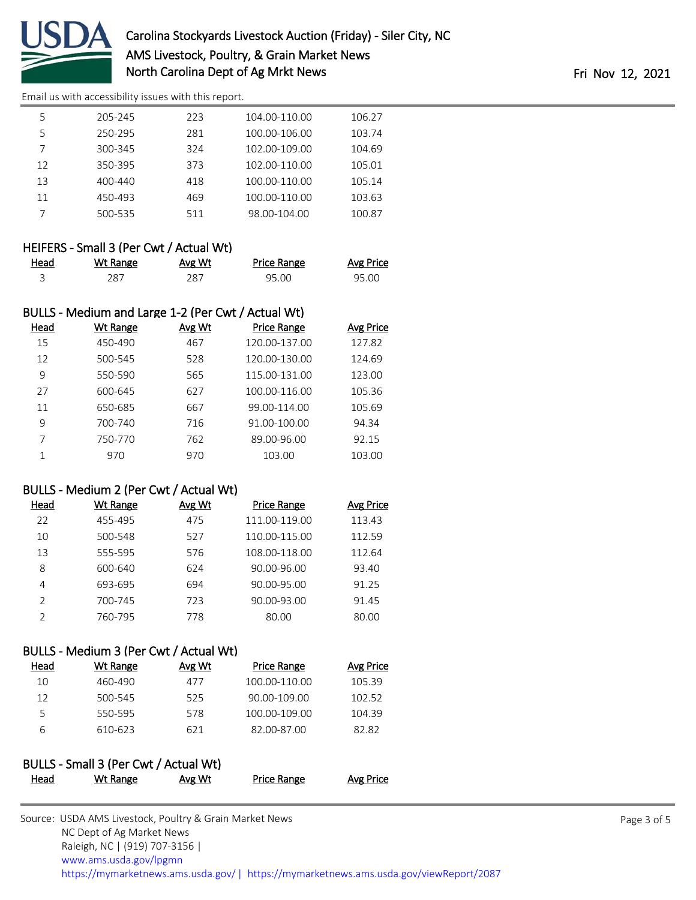Email us with accessibility issues with this report.

| Head | Wt Range | Avg Wt | Price Range | Avg Price |
|---|---|---|---|---|
| 5 | 205-245 | 223 | 104.00-110.00 | 106.27 |
| 5 | 250-295 | 281 | 100.00-106.00 | 103.74 |
| 7 | 300-345 | 324 | 102.00-109.00 | 104.69 |
| 12 | 350-395 | 373 | 102.00-110.00 | 105.01 |
| 13 | 400-440 | 418 | 100.00-110.00 | 105.14 |
| 11 | 450-493 | 469 | 100.00-110.00 | 103.63 |
| 7 | 500-535 | 511 | 98.00-104.00 | 100.87 |

### HEIFERS - Small 3 (Per Cwt / Actual Wt)

| Head | Wt Range | Avg Wt | Price Range | Avg Price |
|---|---|---|---|---|
| 3 | 287 | 287 | 95.00 | 95.00 |

### BULLS - Medium and Large 1-2 (Per Cwt / Actual Wt)

| Head | Wt Range | Avg Wt | Price Range | Avg Price |
|---|---|---|---|---|
| 15 | 450-490 | 467 | 120.00-137.00 | 127.82 |
| 12 | 500-545 | 528 | 120.00-130.00 | 124.69 |
| 9 | 550-590 | 565 | 115.00-131.00 | 123.00 |
| 27 | 600-645 | 627 | 100.00-116.00 | 105.36 |
| 11 | 650-685 | 667 | 99.00-114.00 | 105.69 |
| 9 | 700-740 | 716 | 91.00-100.00 | 94.34 |
| 7 | 750-770 | 762 | 89.00-96.00 | 92.15 |
| 1 | 970 | 970 | 103.00 | 103.00 |

### BULLS - Medium 2 (Per Cwt / Actual Wt)

| Head | Wt Range | Avg Wt | Price Range | Avg Price |
|---|---|---|---|---|
| 22 | 455-495 | 475 | 111.00-119.00 | 113.43 |
| 10 | 500-548 | 527 | 110.00-115.00 | 112.59 |
| 13 | 555-595 | 576 | 108.00-118.00 | 112.64 |
| 8 | 600-640 | 624 | 90.00-96.00 | 93.40 |
| 4 | 693-695 | 694 | 90.00-95.00 | 91.25 |
| 2 | 700-745 | 723 | 90.00-93.00 | 91.45 |
| 2 | 760-795 | 778 | 80.00 | 80.00 |

### BULLS - Medium 3 (Per Cwt / Actual Wt)

| Head | Wt Range | Avg Wt | Price Range | Avg Price |
|---|---|---|---|---|
| 10 | 460-490 | 477 | 100.00-110.00 | 105.39 |
| 12 | 500-545 | 525 | 90.00-109.00 | 102.52 |
| 5 | 550-595 | 578 | 100.00-109.00 | 104.39 |
| 6 | 610-623 | 621 | 82.00-87.00 | 82.82 |

### BULLS - Small 3 (Per Cwt / Actual Wt)

| Head | Wt Range | Avg Wt | Price Range | Avg Price |
|---|---|---|---|---|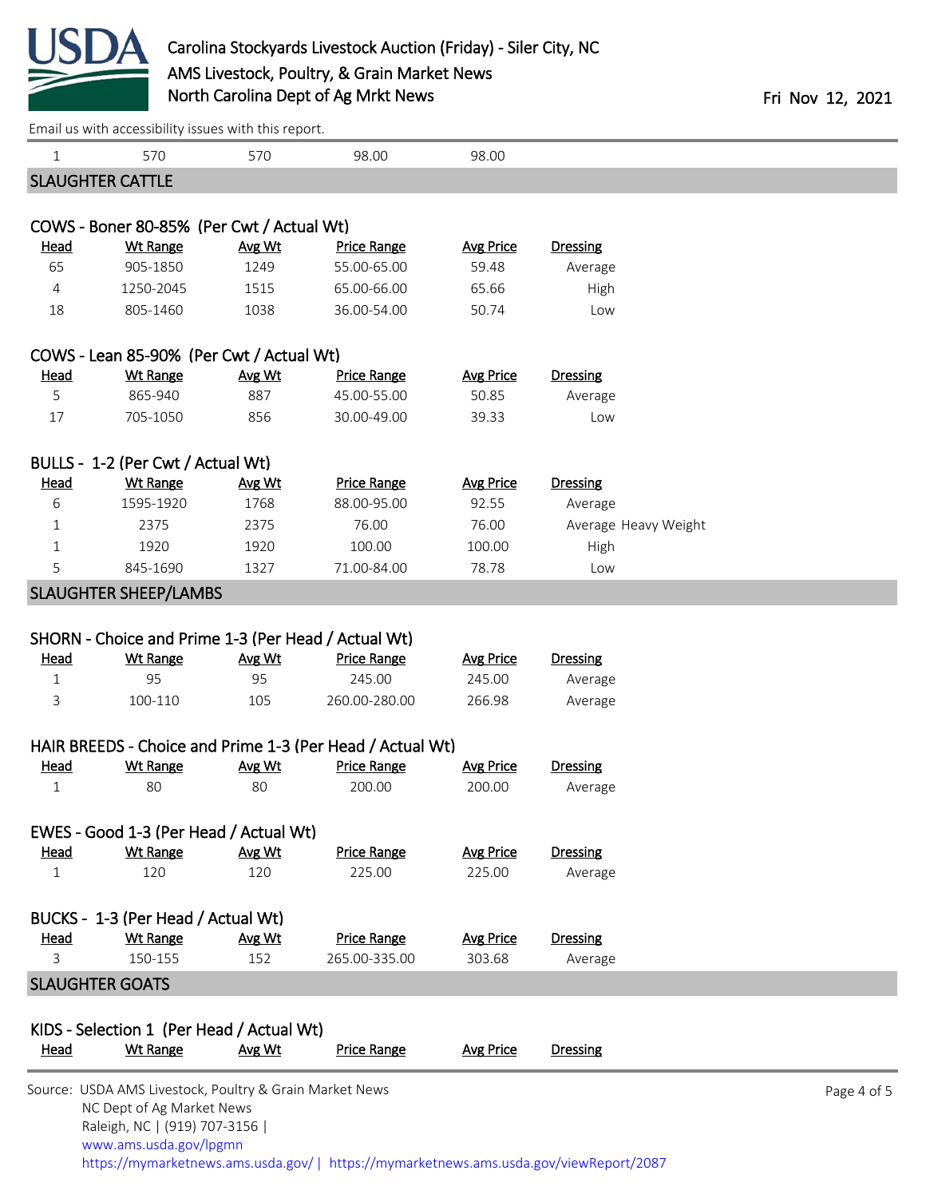| | | | | |
|---|---|---|---|---|
| 1 | 570 | 570 | 98.00 | 98.00 |

## SLAUGHTER CATTLE

### COWS - Boner 80-85% (Per Cwt / Actual Wt)

| Head | Wt Range | Avg Wt | Price Range | Avg Price | Dressing |
|---|---|---|---|---|---|
| 65 | 905-1850 | 1249 | 55.00-65.00 | 59.48 | Average |
| 4 | 1250-2045 | 1515 | 65.00-66.00 | 65.66 | High |
| 18 | 805-1460 | 1038 | 36.00-54.00 | 50.74 | Low |

### COWS - Lean 85-90% (Per Cwt / Actual Wt)

| Head | Wt Range | Avg Wt | Price Range | Avg Price | Dressing |
|---|---|---|---|---|---|
| 5 | 865-940 | 887 | 45.00-55.00 | 50.85 | Average |
| 17 | 705-1050 | 856 | 30.00-49.00 | 39.33 | Low |

### BULLS - 1-2 (Per Cwt / Actual Wt)

| Head | Wt Range | Avg Wt | Price Range | Avg Price | Dressing |
|---|---|---|---|---|---|
| 6 | 1595-1920 | 1768 | 88.00-95.00 | 92.55 | Average |
| 1 | 2375 | 2375 | 76.00 | 76.00 | Average Heavy Weight |
| 1 | 1920 | 1920 | 100.00 | 100.00 | High |
| 5 | 845-1690 | 1327 | 71.00-84.00 | 78.78 | Low |

## SLAUGHTER SHEEP/LAMBS

### SHORN - Choice and Prime 1-3 (Per Head / Actual Wt)

| Head | Wt Range | Avg Wt | Price Range | Avg Price | Dressing |
|---|---|---|---|---|---|
| 1 | 95 | 95 | 245.00 | 245.00 | Average |
| 3 | 100-110 | 105 | 260.00-280.00 | 266.98 | Average |

### HAIR BREEDS - Choice and Prime 1-3 (Per Head / Actual Wt)

| Head | Wt Range | Avg Wt | Price Range | Avg Price | Dressing |
|---|---|---|---|---|---|
| 1 | 80 | 80 | 200.00 | 200.00 | Average |

### EWES - Good 1-3 (Per Head / Actual Wt)

| Head | Wt Range | Avg Wt | Price Range | Avg Price | Dressing |
|---|---|---|---|---|---|
| 1 | 120 | 120 | 225.00 | 225.00 | Average |

### BUCKS - 1-3 (Per Head / Actual Wt)

| Head | Wt Range | Avg Wt | Price Range | Avg Price | Dressing |
|---|---|---|---|---|---|
| 3 | 150-155 | 152 | 265.00-335.00 | 303.68 | Average |

## SLAUGHTER GOATS

### KIDS - Selection 1 (Per Head / Actual Wt)

| Head | Wt Range | Avg Wt | Price Range | Avg Price | Dressing |
|---|---|---|---|---|---|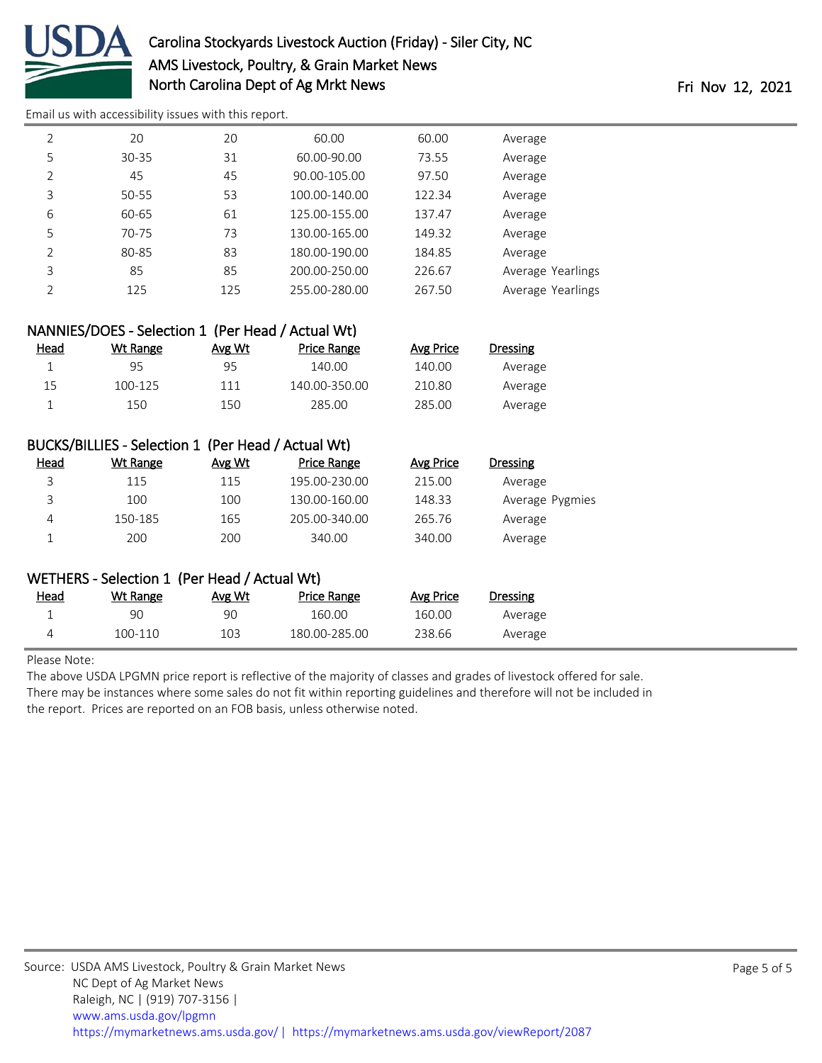| | | | | | |
|---|---|---|---|---|---|
| 2 | 20 | 20 | 60.00 | 60.00 | Average |
| 5 | 30-35 | 31 | 60.00-90.00 | 73.55 | Average |
| 2 | 45 | 45 | 90.00-105.00 | 97.50 | Average |
| 3 | 50-55 | 53 | 100.00-140.00 | 122.34 | Average |
| 6 | 60-65 | 61 | 125.00-155.00 | 137.47 | Average |
| 5 | 70-75 | 73 | 130.00-165.00 | 149.32 | Average |
| 2 | 80-85 | 83 | 180.00-190.00 | 184.85 | Average |
| 3 | 85 | 85 | 200.00-250.00 | 226.67 | Average Yearlings |
| 2 | 125 | 125 | 255.00-280.00 | 267.50 | Average Yearlings |

### NANNIES/DOES - Selection 1 (Per Head / Actual Wt)

| Head | Wt Range | Avg Wt | Price Range | Avg Price | Dressing |
|---|---|---|---|---|---|
| 1 | 95 | 95 | 140.00 | 140.00 | Average |
| 15 | 100-125 | 111 | 140.00-350.00 | 210.80 | Average |
| 1 | 150 | 150 | 285.00 | 285.00 | Average |

### BUCKS/BILLIES - Selection 1 (Per Head / Actual Wt)

| Head | Wt Range | Avg Wt | Price Range | Avg Price | Dressing |
|---|---|---|---|---|---|
| 3 | 115 | 115 | 195.00-230.00 | 215.00 | Average |
| 3 | 100 | 100 | 130.00-160.00 | 148.33 | Average Pygmies |
| 4 | 150-185 | 165 | 205.00-340.00 | 265.76 | Average |
| 1 | 200 | 200 | 340.00 | 340.00 | Average |

### WETHERS - Selection 1 (Per Head / Actual Wt)

| Head | Wt Range | Avg Wt | Price Range | Avg Price | Dressing |
|---|---|---|---|---|---|
| 1 | 90 | 90 | 160.00 | 160.00 | Average |
| 4 | 100-110 | 103 | 180.00-285.00 | 238.66 | Average |

Please Note:
The above USDA LPGMN price report is reflective of the majority of classes and grades of livestock offered for sale. There may be instances where some sales do not fit within reporting guidelines and therefore will not be included in the report. Prices are reported on an FOB basis, unless otherwise noted.

Source: USDA AMS Livestock, Poultry & Grain Market News
NC Dept of Ag Market News
Raleigh, NC | (919) 707-3156 |
www.ams.usda.gov/lpgmn
https://mymarketnews.ams.usda.gov/ | https://mymarketnews.ams.usda.gov/viewReport/2087